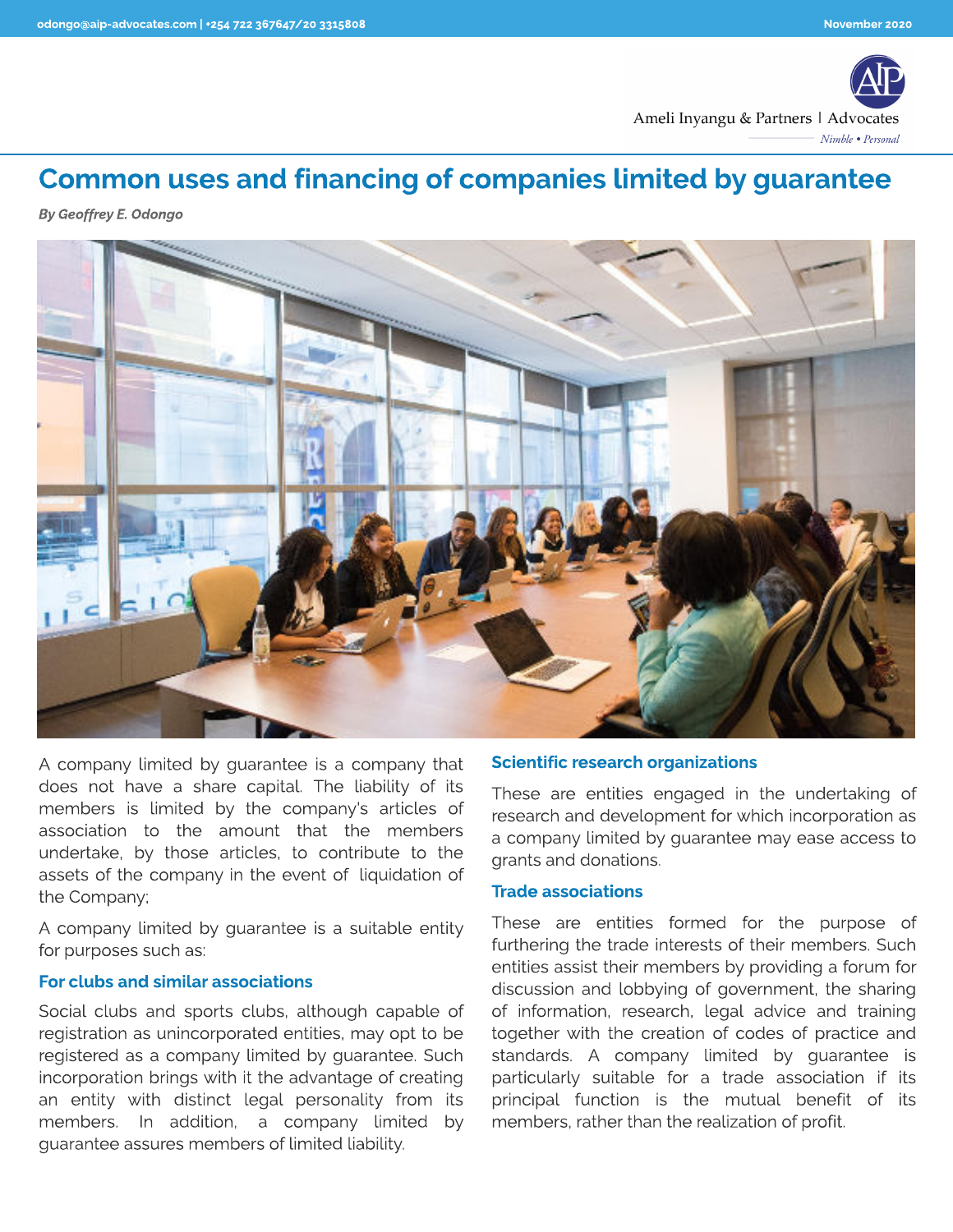# Common uses and financing of companies limited by guarantee

***By Geoffrey E. Odongo***

A company limited by guarantee is a company that does not have a share capital. The liability of its members is limited by the company's articles of association to the amount that the members undertake, by those articles, to contribute to the assets of the company in the event of liquidation of the Company;

A company limited by guarantee is a suitable entity for purposes such as:

## For clubs and similar associations

Social clubs and sports clubs, although capable of registration as unincorporated entities, may opt to be registered as a company limited by guarantee. Such incorporation brings with it the advantage of creating an entity with distinct legal personality from its members. In addition, a company limited by guarantee assures members of limited liability.

## Scientific research organizations

These are entities engaged in the undertaking of research and development for which incorporation as a company limited by guarantee may ease access to grants and donations.

## Trade associations

These are entities formed for the purpose of furthering the trade interests of their members. Such entities assist their members by providing a forum for discussion and lobbying of government, the sharing of information, research, legal advice and training together with the creation of codes of practice and standards. A company limited by guarantee is particularly suitable for a trade association if its principal function is the mutual benefit of its members, rather than the realization of profit.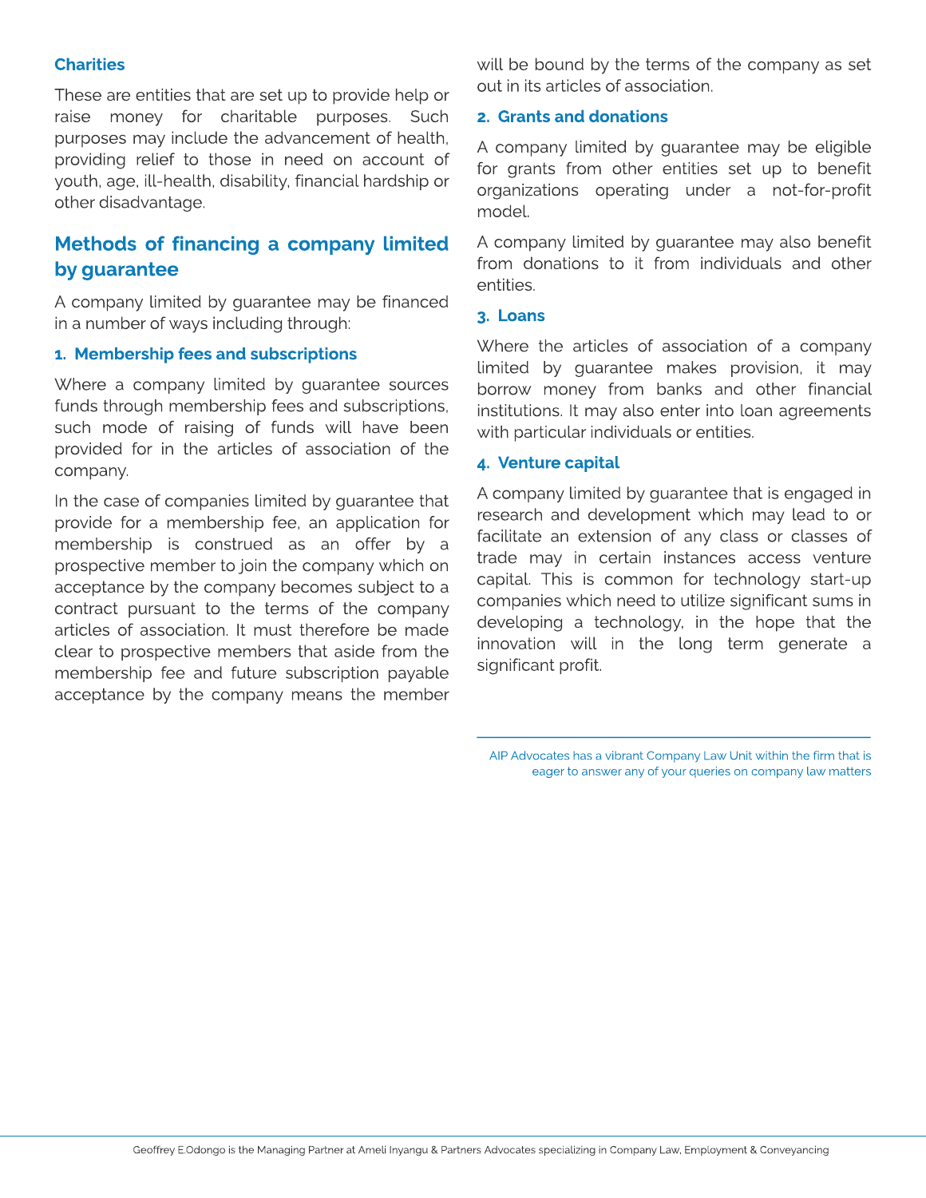### Charities

These are entities that are set up to provide help or raise money for charitable purposes. Such purposes may include the advancement of health, providing relief to those in need on account of youth, age, ill-health, disability, financial hardship or other disadvantage.

## Methods of financing a company limited by guarantee

A company limited by guarantee may be financed in a number of ways including through:

### 1. Membership fees and subscriptions

Where a company limited by guarantee sources funds through membership fees and subscriptions, such mode of raising of funds will have been provided for in the articles of association of the company.

In the case of companies limited by guarantee that provide for a membership fee, an application for membership is construed as an offer by a prospective member to join the company which on acceptance by the company becomes subject to a contract pursuant to the terms of the company articles of association. It must therefore be made clear to prospective members that aside from the membership fee and future subscription payable acceptance by the company means the member will be bound by the terms of the company as set out in its articles of association.

### 2. Grants and donations

A company limited by guarantee may be eligible for grants from other entities set up to benefit organizations operating under a not-for-profit model.

A company limited by guarantee may also benefit from donations to it from individuals and other entities.

### 3. Loans

Where the articles of association of a company limited by guarantee makes provision, it may borrow money from banks and other financial institutions. It may also enter into loan agreements with particular individuals or entities.

### 4. Venture capital

A company limited by guarantee that is engaged in research and development which may lead to or facilitate an extension of any class or classes of trade may in certain instances access venture capital. This is common for technology start-up companies which need to utilize significant sums in developing a technology, in the hope that the innovation will in the long term generate a significant profit.

---

AIP Advocates has a vibrant Company Law Unit within the firm that is eager to answer any of your queries on company law matters

Geoffrey E.Odongo is the Managing Partner at Ameli Inyangu & Partners Advocates specializing in Company Law, Employment & Conveyancing